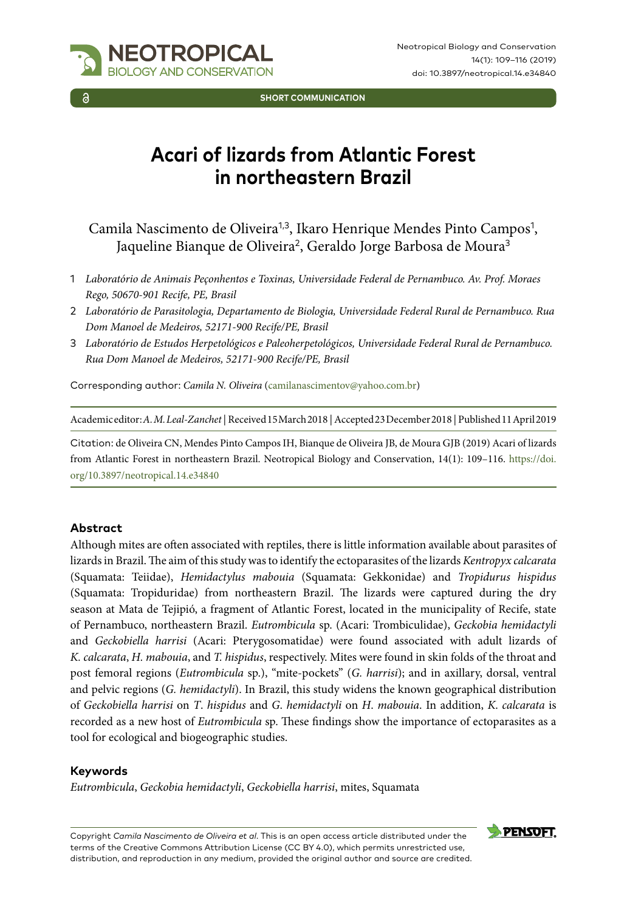SHORT COMMUNICATION

# Acari of lizards from Atlantic Forest in northeastern Brazil

Camila Nascimento de Oliveira[1,3], Ikaro Henrique Mendes Pinto Campos[1], Jaqueline Bianque de Oliveira[2], Geraldo Jorge Barbosa de Moura[3]

1 *Laboratório de Animais Peçonhentos e Toxinas, Universidade Federal de Pernambuco. Av. Prof. Moraes Rego, 50670-901 Recife, PE, Brasil*

2 *Laboratório de Parasitologia, Departamento de Biologia, Universidade Federal Rural de Pernambuco. Rua Dom Manoel de Medeiros, 52171-900 Recife/PE, Brasil*

3 *Laboratório de Estudos Herpetológicos e Paleoherpetológicos, Universidade Federal Rural de Pernambuco. Rua Dom Manoel de Medeiros, 52171-900 Recife/PE, Brasil*

Corresponding author: *Camila N. Oliveira* (camilanascimentov@yahoo.com.br)

Academic editor: *A. M. Leal-Zanchet* | Received 15 March 2018 | Accepted 23 December 2018 | Published 11 April 2019

Citation: de Oliveira CN, Mendes Pinto Campos IH, Bianque de Oliveira JB, de Moura GJB (2019) Acari of lizards from Atlantic Forest in northeastern Brazil. Neotropical Biology and Conservation, 14(1): 109–116. https://doi.org/10.3897/neotropical.14.e34840

## Abstract

Although mites are often associated with reptiles, there is little information available about parasites of lizards in Brazil. The aim of this study was to identify the ectoparasites of the lizards *Kentropyx calcarata* (Squamata: Teiidae), *Hemidactylus mabouia* (Squamata: Gekkonidae) and *Tropidurus hispidus* (Squamata: Tropiduridae) from northeastern Brazil. The lizards were captured during the dry season at Mata de Tejipió, a fragment of Atlantic Forest, located in the municipality of Recife, state of Pernambuco, northeastern Brazil. *Eutrombicula* sp. (Acari: Trombiculidae), *Geckobia hemidactyli* and *Geckobiella harrisi* (Acari: Pterygosomatidae) were found associated with adult lizards of *K. calcarata*, *H. mabouia*, and *T. hispidus*, respectively. Mites were found in skin folds of the throat and post femoral regions (*Eutrombicula* sp.), "mite-pockets" (*G. harrisi*); and in axillary, dorsal, ventral and pelvic regions (*G. hemidactyli*). In Brazil, this study widens the known geographical distribution of *Geckobiella harrisi* on *T. hispidus* and *G. hemidactyli* on *H. mabouia*. In addition, *K. calcarata* is recorded as a new host of *Eutrombicula* sp. These findings show the importance of ectoparasites as a tool for ecological and biogeographic studies.

## Keywords

*Eutrombicula*, *Geckobia hemidactyli*, *Geckobiella harrisi*, mites, Squamata

Copyright *Camila Nascimento de Oliveira et al.* This is an open access article distributed under the terms of the Creative Commons Attribution License (CC BY 4.0), which permits unrestricted use, distribution, and reproduction in any medium, provided the original author and source are credited.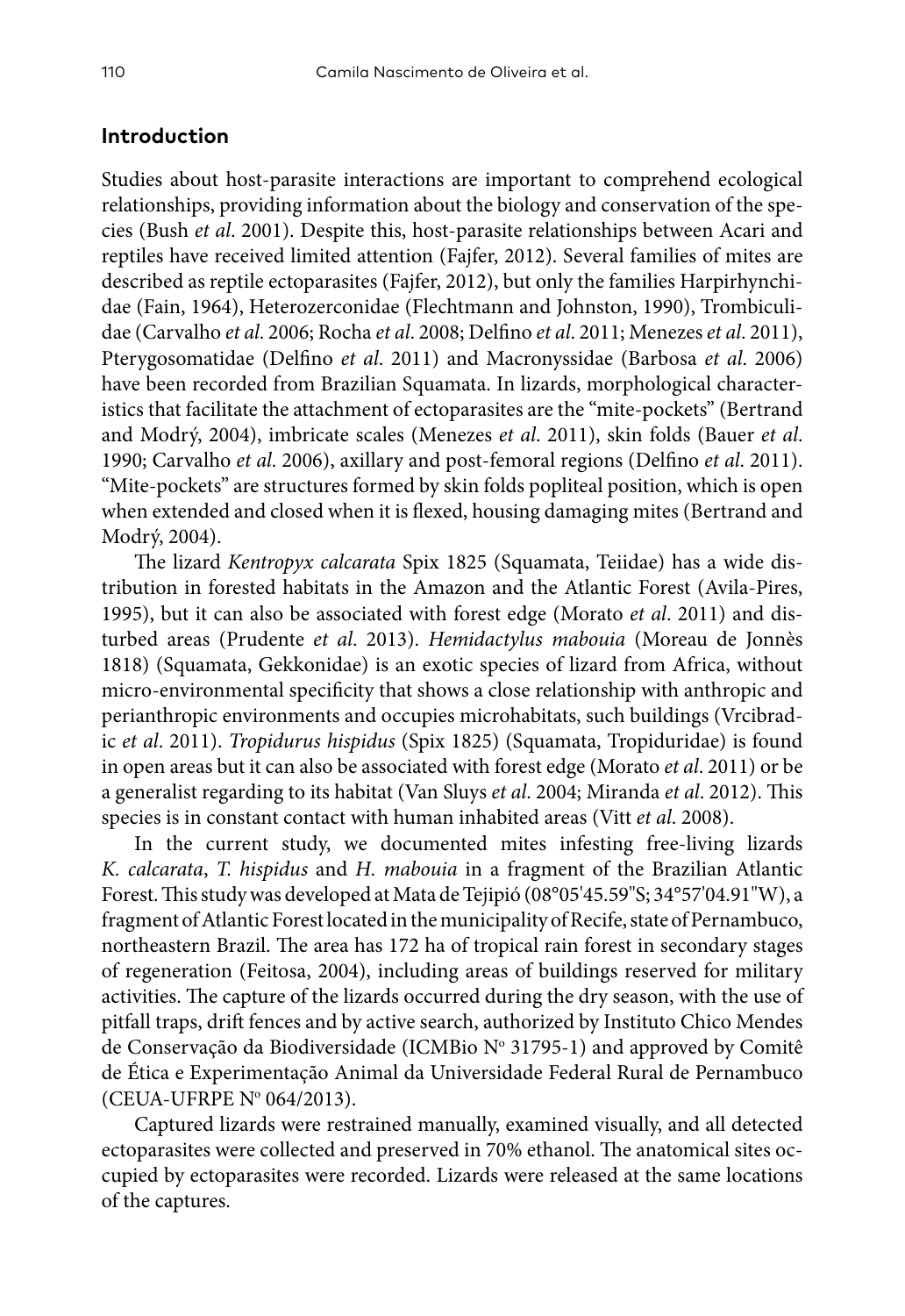## Introduction

Studies about host-parasite interactions are important to comprehend ecological relationships, providing information about the biology and conservation of the species (Bush *et al*. 2001). Despite this, host-parasite relationships between Acari and reptiles have received limited attention (Fajfer, 2012). Several families of mites are described as reptile ectoparasites (Fajfer, 2012), but only the families Harpirhynchidae (Fain, 1964), Heterozerconidae (Flechtmann and Johnston, 1990), Trombiculidae (Carvalho *et al*. 2006; Rocha *et al*. 2008; Delfino *et al*. 2011; Menezes *et al*. 2011), Pterygosomatidae (Delfino *et al*. 2011) and Macronyssidae (Barbosa *et al*. 2006) have been recorded from Brazilian Squamata. In lizards, morphological characteristics that facilitate the attachment of ectoparasites are the "mite-pockets" (Bertrand and Modrý, 2004), imbricate scales (Menezes *et al*. 2011), skin folds (Bauer *et al*. 1990; Carvalho *et al*. 2006), axillary and post-femoral regions (Delfino *et al*. 2011). "Mite-pockets" are structures formed by skin folds popliteal position, which is open when extended and closed when it is flexed, housing damaging mites (Bertrand and Modrý, 2004).

The lizard *Kentropyx calcarata* Spix 1825 (Squamata, Teiidae) has a wide distribution in forested habitats in the Amazon and the Atlantic Forest (Avila-Pires, 1995), but it can also be associated with forest edge (Morato *et al*. 2011) and disturbed areas (Prudente *et al*. 2013). *Hemidactylus mabouia* (Moreau de Jonnès 1818) (Squamata, Gekkonidae) is an exotic species of lizard from Africa, without micro-environmental specificity that shows a close relationship with anthropic and perianthropic environments and occupies microhabitats, such buildings (Vrcibradic *et al*. 2011). *Tropidurus hispidus* (Spix 1825) (Squamata, Tropiduridae) is found in open areas but it can also be associated with forest edge (Morato *et al*. 2011) or be a generalist regarding to its habitat (Van Sluys *et al*. 2004; Miranda *et al*. 2012). This species is in constant contact with human inhabited areas (Vitt *et al*. 2008).

In the current study, we documented mites infesting free-living lizards *K. calcarata*, *T. hispidus* and *H. mabouia* in a fragment of the Brazilian Atlantic Forest. This study was developed at Mata de Tejipió (08°05'45.59"S; 34°57'04.91"W), a fragment of Atlantic Forest located in the municipality of Recife, state of Pernambuco, northeastern Brazil. The area has 172 ha of tropical rain forest in secondary stages of regeneration (Feitosa, 2004), including areas of buildings reserved for military activities. The capture of the lizards occurred during the dry season, with the use of pitfall traps, drift fences and by active search, authorized by Instituto Chico Mendes de Conservação da Biodiversidade (ICMBio Nº 31795-1) and approved by Comitê de Ética e Experimentação Animal da Universidade Federal Rural de Pernambuco (CEUA-UFRPE Nº 064/2013).

Captured lizards were restrained manually, examined visually, and all detected ectoparasites were collected and preserved in 70% ethanol. The anatomical sites occupied by ectoparasites were recorded. Lizards were released at the same locations of the captures.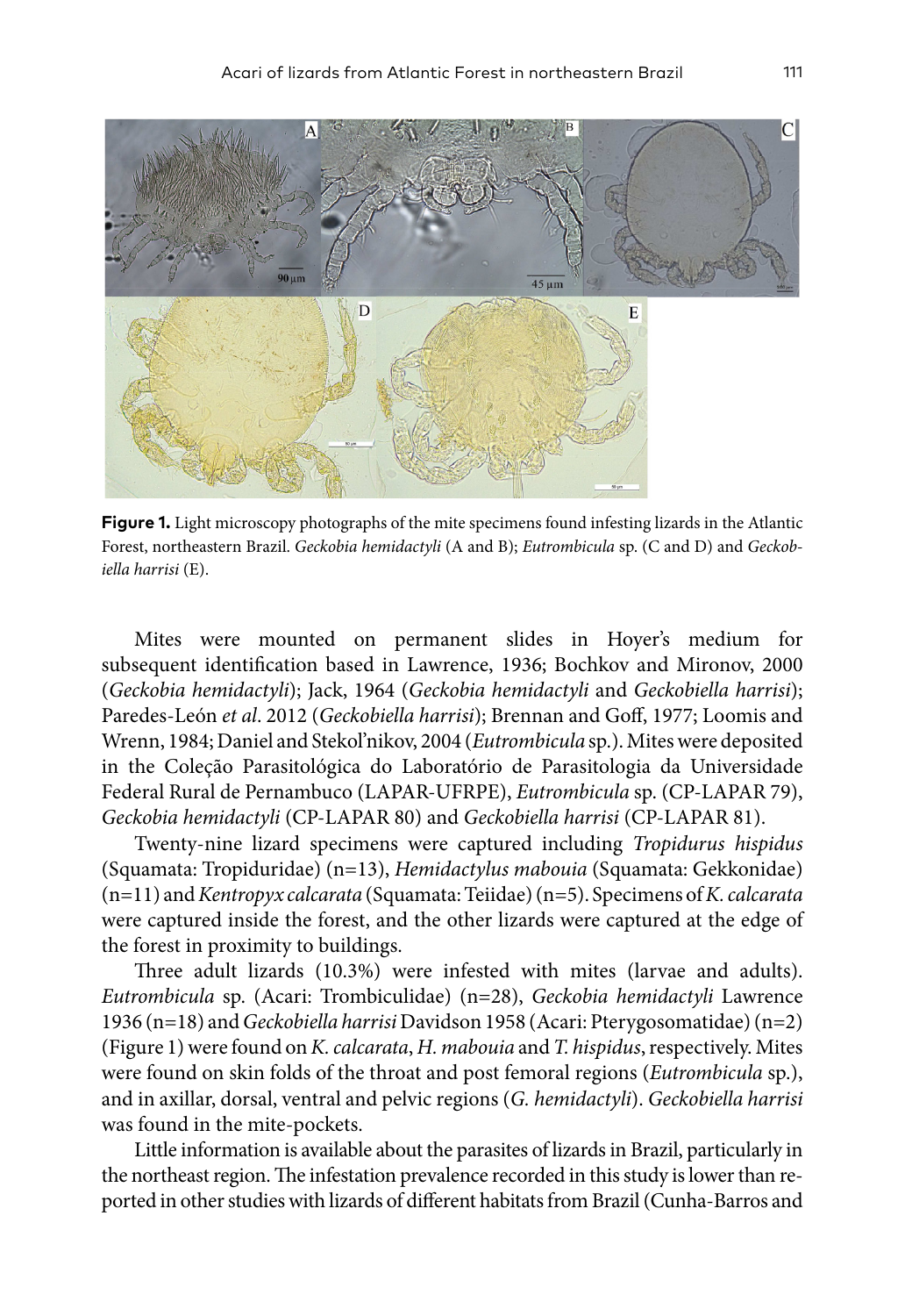**Figure 1.** Light microscopy photographs of the mite specimens found infesting lizards in the Atlantic Forest, northeastern Brazil. *Geckobia hemidactyli* (A and B); *Eutrombicula* sp. (C and D) and *Geckobiella harrisi* (E).

Mites were mounted on permanent slides in Hoyer's medium for subsequent identification based in Lawrence, 1936; Bochkov and Mironov, 2000 (*Geckobia hemidactyli*); Jack, 1964 (*Geckobia hemidactyli* and *Geckobiella harrisi*); Paredes-León *et al*. 2012 (*Geckobiella harrisi*); Brennan and Goff, 1977; Loomis and Wrenn, 1984; Daniel and Stekol'nikov, 2004 (*Eutrombicula* sp.). Mites were deposited in the Coleção Parasitológica do Laboratório de Parasitologia da Universidade Federal Rural de Pernambuco (LAPAR-UFRPE), *Eutrombicula* sp. (CP-LAPAR 79), *Geckobia hemidactyli* (CP-LAPAR 80) and *Geckobiella harrisi* (CP-LAPAR 81).

Twenty-nine lizard specimens were captured including *Tropidurus hispidus* (Squamata: Tropiduridae) (n=13), *Hemidactylus mabouia* (Squamata: Gekkonidae) (n=11) and *Kentropyx calcarata* (Squamata: Teiidae) (n=5). Specimens of *K. calcarata* were captured inside the forest, and the other lizards were captured at the edge of the forest in proximity to buildings.

Three adult lizards (10.3%) were infested with mites (larvae and adults). *Eutrombicula* sp. (Acari: Trombiculidae) (n=28), *Geckobia hemidactyli* Lawrence 1936 (n=18) and *Geckobiella harrisi* Davidson 1958 (Acari: Pterygosomatidae) (n=2) (Figure 1) were found on *K. calcarata*, *H. mabouia* and *T. hispidus*, respectively. Mites were found on skin folds of the throat and post femoral regions (*Eutrombicula* sp.), and in axillar, dorsal, ventral and pelvic regions (*G. hemidactyli*). *Geckobiella harrisi* was found in the mite-pockets.

Little information is available about the parasites of lizards in Brazil, particularly in the northeast region. The infestation prevalence recorded in this study is lower than reported in other studies with lizards of different habitats from Brazil (Cunha-Barros and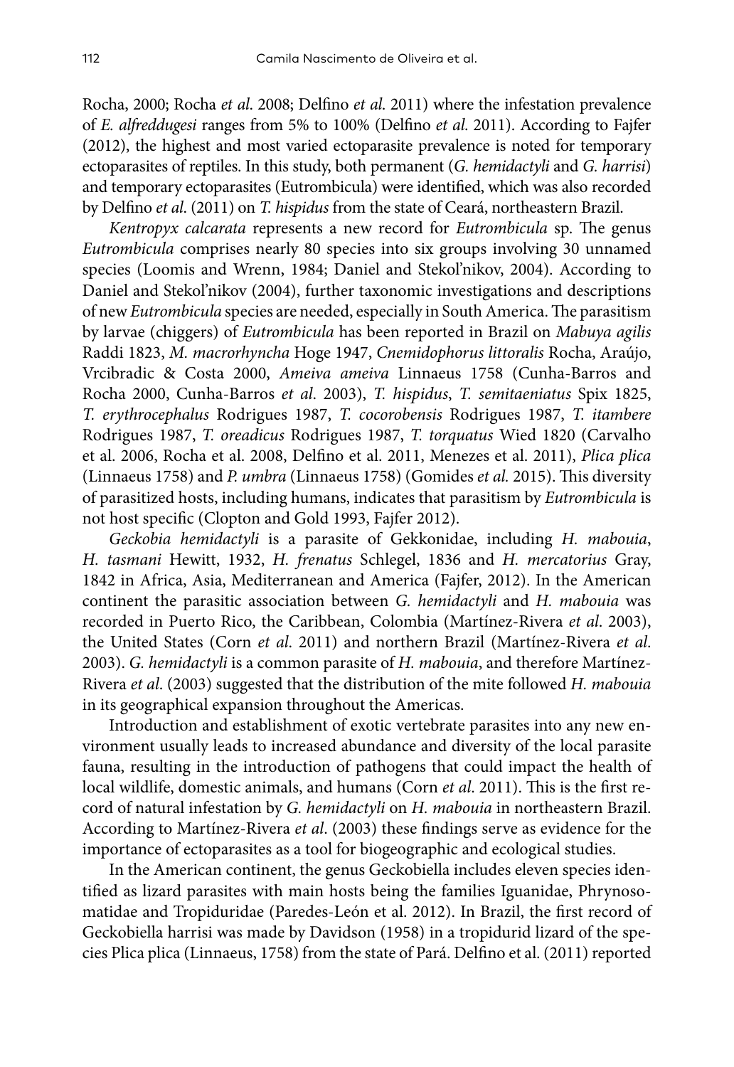Rocha, 2000; Rocha *et al.* 2008; Delfino *et al.* 2011) where the infestation prevalence of *E. alfreddugesi* ranges from 5% to 100% (Delfino *et al.* 2011). According to Fajfer (2012), the highest and most varied ectoparasite prevalence is noted for temporary ectoparasites of reptiles. In this study, both permanent (*G. hemidactyli* and *G. harrisi*) and temporary ectoparasites (Eutrombicula) were identified, which was also recorded by Delfino *et al.* (2011) on *T. hispidus* from the state of Ceará, northeastern Brazil.

*Kentropyx calcarata* represents a new record for *Eutrombicula* sp. The genus *Eutrombicula* comprises nearly 80 species into six groups involving 30 unnamed species (Loomis and Wrenn, 1984; Daniel and Stekol'nikov, 2004). According to Daniel and Stekol'nikov (2004), further taxonomic investigations and descriptions of new *Eutrombicula* species are needed, especially in South America. The parasitism by larvae (chiggers) of *Eutrombicula* has been reported in Brazil on *Mabuya agilis* Raddi 1823, *M. macrorhyncha* Hoge 1947, *Cnemidophorus littoralis* Rocha, Araújo, Vrcibradic & Costa 2000, *Ameiva ameiva* Linnaeus 1758 (Cunha-Barros and Rocha 2000, Cunha-Barros *et al.* 2003), *T. hispidus*, *T. semitaeniatus* Spix 1825, *T. erythrocephalus* Rodrigues 1987, *T. cocorobensis* Rodrigues 1987, *T. itambere* Rodrigues 1987, *T. oreadicus* Rodrigues 1987, *T. torquatus* Wied 1820 (Carvalho et al. 2006, Rocha et al. 2008, Delfino et al. 2011, Menezes et al. 2011), *Plica plica* (Linnaeus 1758) and *P. umbra* (Linnaeus 1758) (Gomides *et al.* 2015). This diversity of parasitized hosts, including humans, indicates that parasitism by *Eutrombicula* is not host specific (Clopton and Gold 1993, Fajfer 2012).

*Geckobia hemidactyli* is a parasite of Gekkonidae, including *H. mabouia*, *H. tasmani* Hewitt, 1932, *H. frenatus* Schlegel, 1836 and *H. mercatorius* Gray, 1842 in Africa, Asia, Mediterranean and America (Fajfer, 2012). In the American continent the parasitic association between *G. hemidactyli* and *H. mabouia* was recorded in Puerto Rico, the Caribbean, Colombia (Martínez-Rivera *et al.* 2003), the United States (Corn *et al.* 2011) and northern Brazil (Martínez-Rivera *et al.* 2003). *G. hemidactyli* is a common parasite of *H. mabouia*, and therefore Martínez-Rivera *et al.* (2003) suggested that the distribution of the mite followed *H. mabouia* in its geographical expansion throughout the Americas.

Introduction and establishment of exotic vertebrate parasites into any new environment usually leads to increased abundance and diversity of the local parasite fauna, resulting in the introduction of pathogens that could impact the health of local wildlife, domestic animals, and humans (Corn *et al.* 2011). This is the first record of natural infestation by *G. hemidactyli* on *H. mabouia* in northeastern Brazil. According to Martínez-Rivera *et al.* (2003) these findings serve as evidence for the importance of ectoparasites as a tool for biogeographic and ecological studies.

In the American continent, the genus Geckobiella includes eleven species identified as lizard parasites with main hosts being the families Iguanidae, Phrynosomatidae and Tropiduridae (Paredes-León et al. 2012). In Brazil, the first record of Geckobiella harrisi was made by Davidson (1958) in a tropidurid lizard of the species Plica plica (Linnaeus, 1758) from the state of Pará. Delfino et al. (2011) reported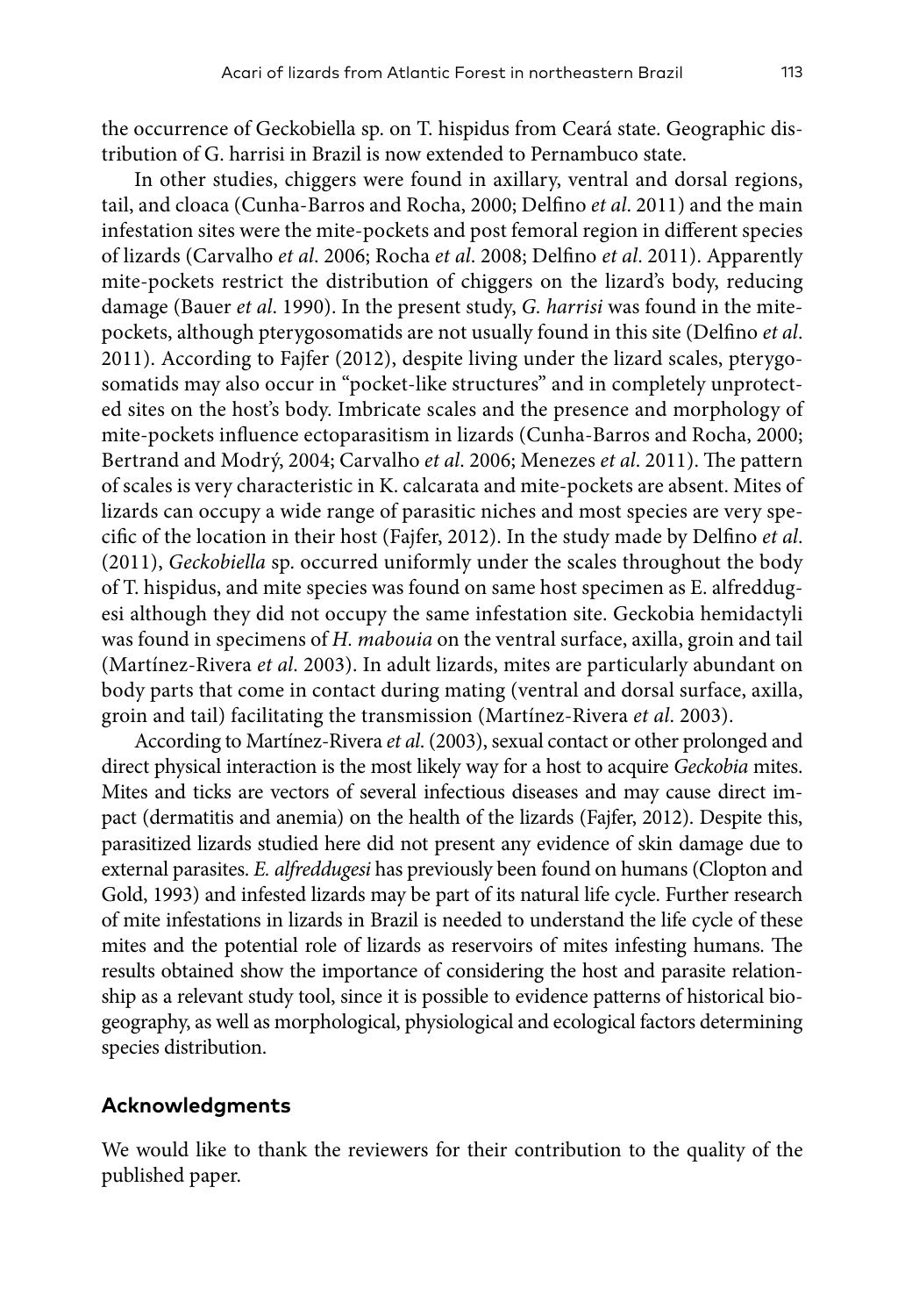the occurrence of Geckobiella sp. on T. hispidus from Ceará state. Geographic distribution of G. harrisi in Brazil is now extended to Pernambuco state.

In other studies, chiggers were found in axillary, ventral and dorsal regions, tail, and cloaca (Cunha-Barros and Rocha, 2000; Delfino *et al*. 2011) and the main infestation sites were the mite-pockets and post femoral region in different species of lizards (Carvalho *et al*. 2006; Rocha *et al*. 2008; Delfino *et al*. 2011). Apparently mite-pockets restrict the distribution of chiggers on the lizard's body, reducing damage (Bauer *et al*. 1990). In the present study, *G. harrisi* was found in the mite-pockets, although pterygosomatids are not usually found in this site (Delfino *et al*. 2011). According to Fajfer (2012), despite living under the lizard scales, pterygosomatids may also occur in "pocket-like structures" and in completely unprotected sites on the host's body. Imbricate scales and the presence and morphology of mite-pockets influence ectoparasitism in lizards (Cunha-Barros and Rocha, 2000; Bertrand and Modrý, 2004; Carvalho *et al*. 2006; Menezes *et al*. 2011). The pattern of scales is very characteristic in K. calcarata and mite-pockets are absent. Mites of lizards can occupy a wide range of parasitic niches and most species are very specific of the location in their host (Fajfer, 2012). In the study made by Delfino *et al*. (2011), *Geckobiella* sp. occurred uniformly under the scales throughout the body of T. hispidus, and mite species was found on same host specimen as E. alfreddugesi although they did not occupy the same infestation site. Geckobia hemidactyli was found in specimens of *H. mabouia* on the ventral surface, axilla, groin and tail (Martínez-Rivera *et al*. 2003). In adult lizards, mites are particularly abundant on body parts that come in contact during mating (ventral and dorsal surface, axilla, groin and tail) facilitating the transmission (Martínez-Rivera *et al*. 2003).

According to Martínez-Rivera *et al*. (2003), sexual contact or other prolonged and direct physical interaction is the most likely way for a host to acquire *Geckobia* mites. Mites and ticks are vectors of several infectious diseases and may cause direct impact (dermatitis and anemia) on the health of the lizards (Fajfer, 2012). Despite this, parasitized lizards studied here did not present any evidence of skin damage due to external parasites. *E. alfreddugesi* has previously been found on humans (Clopton and Gold, 1993) and infested lizards may be part of its natural life cycle. Further research of mite infestations in lizards in Brazil is needed to understand the life cycle of these mites and the potential role of lizards as reservoirs of mites infesting humans. The results obtained show the importance of considering the host and parasite relationship as a relevant study tool, since it is possible to evidence patterns of historical biogeography, as well as morphological, physiological and ecological factors determining species distribution.

## Acknowledgments

We would like to thank the reviewers for their contribution to the quality of the published paper.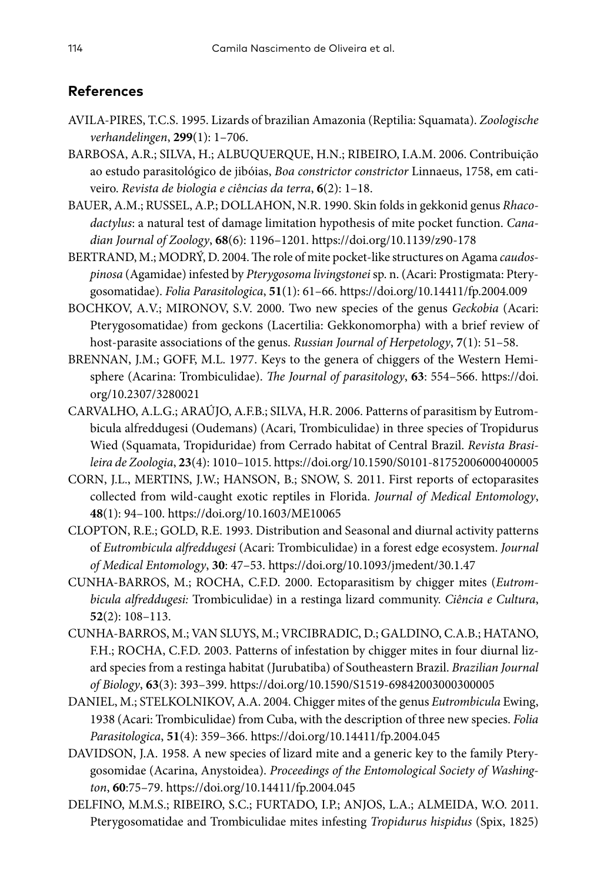## References

AVILA-PIRES, T.C.S. 1995. Lizards of brazilian Amazonia (Reptilia: Squamata). *Zoologische verhandelingen*, **299**(1): 1–706.

BARBOSA, A.R.; SILVA, H.; ALBUQUERQUE, H.N.; RIBEIRO, I.A.M. 2006. Contribuição ao estudo parasitológico de jibóias, *Boa constrictor constrictor* Linnaeus, 1758, em cativeiro. *Revista de biologia e ciências da terra*, **6**(2): 1–18.

BAUER, A.M.; RUSSEL, A.P.; DOLLAHON, N.R. 1990. Skin folds in gekkonid genus *Rhacodactylus*: a natural test of damage limitation hypothesis of mite pocket function. *Canadian Journal of Zoology*, **68**(6): 1196–1201. https://doi.org/10.1139/z90-178

BERTRAND, M.; MODRÝ, D. 2004. The role of mite pocket-like structures on Agama *caudospinosa* (Agamidae) infested by *Pterygosoma livingstonei* sp. n. (Acari: Prostigmata: Pterygosomatidae). *Folia Parasitologica*, **51**(1): 61–66. https://doi.org/10.14411/fp.2004.009

BOCHKOV, A.V.; MIRONOV, S.V. 2000. Two new species of the genus *Geckobia* (Acari: Pterygosomatidae) from geckons (Lacertilia: Gekkonomorpha) with a brief review of host-parasite associations of the genus. *Russian Journal of Herpetology*, **7**(1): 51–58.

BRENNAN, J.M.; GOFF, M.L. 1977. Keys to the genera of chiggers of the Western Hemisphere (Acarina: Trombiculidae). *The Journal of parasitology*, **63**: 554–566. https://doi.org/10.2307/3280021

CARVALHO, A.L.G.; ARAÚJO, A.F.B.; SILVA, H.R. 2006. Patterns of parasitism by Eutrombicula alfreddugesi (Oudemans) (Acari, Trombiculidae) in three species of Tropidurus Wied (Squamata, Tropiduridae) from Cerrado habitat of Central Brazil. *Revista Brasileira de Zoologia*, **23**(4): 1010–1015. https://doi.org/10.1590/S0101-81752006000400005

CORN, J.L., MERTINS, J.W.; HANSON, B.; SNOW, S. 2011. First reports of ectoparasites collected from wild-caught exotic reptiles in Florida. *Journal of Medical Entomology*, **48**(1): 94–100. https://doi.org/10.1603/ME10065

CLOPTON, R.E.; GOLD, R.E. 1993. Distribution and Seasonal and diurnal activity patterns of *Eutrombicula alfreddugesi* (Acari: Trombiculidae) in a forest edge ecosystem. *Journal of Medical Entomology*, **30**: 47–53. https://doi.org/10.1093/jmedent/30.1.47

CUNHA-BARROS, M.; ROCHA, C.F.D. 2000. Ectoparasitism by chigger mites (*Eutrombicula alfreddugesi:* Trombiculidae) in a restinga lizard community. *Ciência e Cultura*, **52**(2): 108–113.

CUNHA-BARROS, M.; VAN SLUYS, M.; VRCIBRADIC, D.; GALDINO, C.A.B.; HATANO, F.H.; ROCHA, C.F.D. 2003. Patterns of infestation by chigger mites in four diurnal lizard species from a restinga habitat (Jurubatiba) of Southeastern Brazil. *Brazilian Journal of Biology*, **63**(3): 393–399. https://doi.org/10.1590/S1519-69842003000300005

DANIEL, M.; STELKOLNIKOV, A.A. 2004. Chigger mites of the genus *Eutrombicula* Ewing, 1938 (Acari: Trombiculidae) from Cuba, with the description of three new species. *Folia Parasitologica*, **51**(4): 359–366. https://doi.org/10.14411/fp.2004.045

DAVIDSON, J.A. 1958. A new species of lizard mite and a generic key to the family Pterygosomidae (Acarina, Anystoidea). *Proceedings of the Entomological Society of Washington*, **60**:75–79. https://doi.org/10.14411/fp.2004.045

DELFINO, M.M.S.; RIBEIRO, S.C.; FURTADO, I.P.; ANJOS, L.A.; ALMEIDA, W.O. 2011. Pterygosomatidae and Trombiculidae mites infesting *Tropidurus hispidus* (Spix, 1825)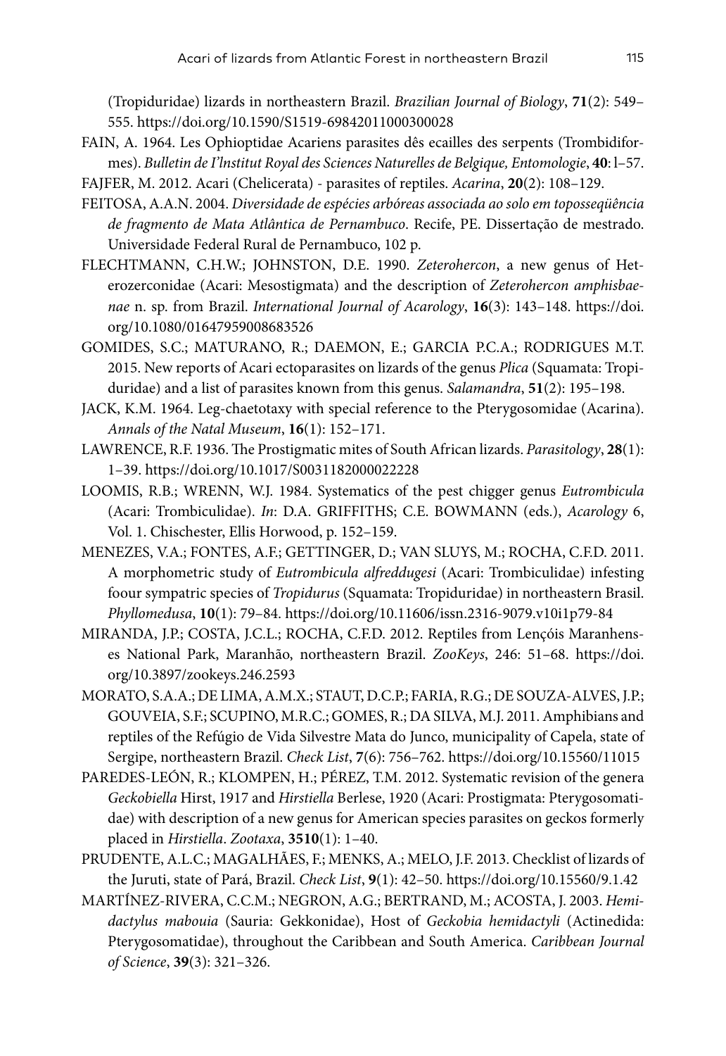(Tropiduridae) lizards in northeastern Brazil. *Brazilian Journal of Biology*, **71**(2): 549–555. https://doi.org/10.1590/S1519-69842011000300028

FAIN, A. 1964. Les Ophioptidae Acariens parasites dês ecailles des serpents (Trombidiformes). *Bulletin de I'lnstitut Royal des Sciences Naturelles de Belgique, Entomologie*, **40**: l–57.

FAJFER, M. 2012. Acari (Chelicerata) - parasites of reptiles. *Acarina*, **20**(2): 108–129.

FEITOSA, A.A.N. 2004. *Diversidade de espécies arbóreas associada ao solo em toposseqüência de fragmento de Mata Atlântica de Pernambuco*. Recife, PE. Dissertação de mestrado. Universidade Federal Rural de Pernambuco, 102 p.

FLECHTMANN, C.H.W.; JOHNSTON, D.E. 1990. *Zeterohercon*, a new genus of Heterozerconidae (Acari: Mesostigmata) and the description of *Zeterohercon amphisbaenae* n. sp. from Brazil. *International Journal of Acarology*, **16**(3): 143–148. https://doi.org/10.1080/01647959008683526

GOMIDES, S.C.; MATURANO, R.; DAEMON, E.; GARCIA P.C.A.; RODRIGUES M.T. 2015. New reports of Acari ectoparasites on lizards of the genus *Plica* (Squamata: Tropiduridae) and a list of parasites known from this genus. *Salamandra*, **51**(2): 195–198.

JACK, K.M. 1964. Leg-chaetotaxy with special reference to the Pterygosomidae (Acarina). *Annals of the Natal Museum*, **16**(1): 152–171.

LAWRENCE, R.F. 1936. The Prostigmatic mites of South African lizards. *Parasitology*, **28**(1): 1–39. https://doi.org/10.1017/S0031182000022228

LOOMIS, R.B.; WRENN, W.J. 1984. Systematics of the pest chigger genus *Eutrombicula* (Acari: Trombiculidae). *In*: D.A. GRIFFITHS; C.E. BOWMANN (eds.), *Acarology* 6, Vol. 1. Chischester, Ellis Horwood, p. 152–159.

MENEZES, V.A.; FONTES, A.F.; GETTINGER, D.; VAN SLUYS, M.; ROCHA, C.F.D. 2011. A morphometric study of *Eutrombicula alfreddugesi* (Acari: Trombiculidae) infesting foour sympatric species of *Tropidurus* (Squamata: Tropiduridae) in northeastern Brasil. *Phyllomedusa*, **10**(1): 79–84. https://doi.org/10.11606/issn.2316-9079.v10i1p79-84

MIRANDA, J.P.; COSTA, J.C.L.; ROCHA, C.F.D. 2012. Reptiles from Lençóis Maranhenses National Park, Maranhão, northeastern Brazil. *ZooKeys*, 246: 51–68. https://doi.org/10.3897/zookeys.246.2593

MORATO, S.A.A.; DE LIMA, A.M.X.; STAUT, D.C.P.; FARIA, R.G.; DE SOUZA-ALVES, J.P.; GOUVEIA, S.F.; SCUPINO, M.R.C.; GOMES, R.; DA SILVA, M.J. 2011. Amphibians and reptiles of the Refúgio de Vida Silvestre Mata do Junco, municipality of Capela, state of Sergipe, northeastern Brazil. *Check List*, **7**(6): 756–762. https://doi.org/10.15560/11015

PAREDES-LEÓN, R.; KLOMPEN, H.; PÉREZ, T.M. 2012. Systematic revision of the genera *Geckobiella* Hirst, 1917 and *Hirstiella* Berlese, 1920 (Acari: Prostigmata: Pterygosomatidae) with description of a new genus for American species parasites on geckos formerly placed in *Hirstiella*. *Zootaxa*, **3510**(1): 1–40.

PRUDENTE, A.L.C.; MAGALHÃES, F.; MENKS, A.; MELO, J.F. 2013. Checklist of lizards of the Juruti, state of Pará, Brazil. *Check List*, **9**(1): 42–50. https://doi.org/10.15560/9.1.42

MARTÍNEZ-RIVERA, C.C.M.; NEGRON, A.G.; BERTRAND, M.; ACOSTA, J. 2003. *Hemidactylus mabouia* (Sauria: Gekkonidae), Host of *Geckobia hemidactyli* (Actinedida: Pterygosomatidae), throughout the Caribbean and South America. *Caribbean Journal of Science*, **39**(3): 321–326.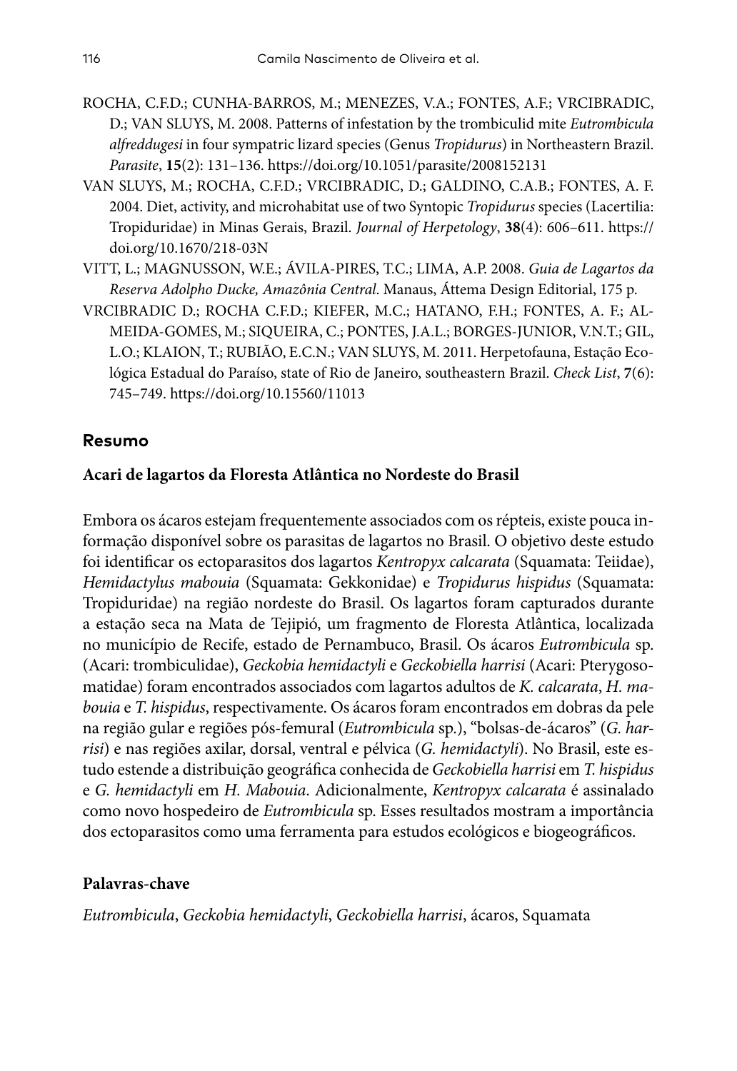ROCHA, C.F.D.; CUNHA-BARROS, M.; MENEZES, V.A.; FONTES, A.F.; VRCIBRADIC, D.; VAN SLUYS, M. 2008. Patterns of infestation by the trombiculid mite *Eutrombicula alfreddugesi* in four sympatric lizard species (Genus *Tropidurus*) in Northeastern Brazil. *Parasite*, **15**(2): 131–136. https://doi.org/10.1051/parasite/2008152131

VAN SLUYS, M.; ROCHA, C.F.D.; VRCIBRADIC, D.; GALDINO, C.A.B.; FONTES, A. F. 2004. Diet, activity, and microhabitat use of two Syntopic *Tropidurus* species (Lacertilia: Tropiduridae) in Minas Gerais, Brazil. *Journal of Herpetology*, **38**(4): 606–611. https://doi.org/10.1670/218-03N

VITT, L.; MAGNUSSON, W.E.; ÁVILA-PIRES, T.C.; LIMA, A.P. 2008. *Guia de Lagartos da Reserva Adolpho Ducke, Amazônia Central*. Manaus, Áttema Design Editorial, 175 p.

VRCIBRADIC D.; ROCHA C.F.D.; KIEFER, M.C.; HATANO, F.H.; FONTES, A. F.; ALMEIDA-GOMES, M.; SIQUEIRA, C.; PONTES, J.A.L.; BORGES-JUNIOR, V.N.T.; GIL, L.O.; KLAION, T.; RUBIÃO, E.C.N.; VAN SLUYS, M. 2011. Herpetofauna, Estação Ecológica Estadual do Paraíso, state of Rio de Janeiro, southeastern Brazil. *Check List*, **7**(6): 745–749. https://doi.org/10.15560/11013

## Resumo

**Acari de lagartos da Floresta Atlântica no Nordeste do Brasil**

Embora os ácaros estejam frequentemente associados com os répteis, existe pouca informação disponível sobre os parasitas de lagartos no Brasil. O objetivo deste estudo foi identificar os ectoparasitos dos lagartos *Kentropyx calcarata* (Squamata: Teiidae), *Hemidactylus mabouia* (Squamata: Gekkonidae) e *Tropidurus hispidus* (Squamata: Tropiduridae) na região nordeste do Brasil. Os lagartos foram capturados durante a estação seca na Mata de Tejipió, um fragmento de Floresta Atlântica, localizada no município de Recife, estado de Pernambuco, Brasil. Os ácaros *Eutrombicula* sp. (Acari: trombiculidae), *Geckobia hemidactyli* e *Geckobiella harrisi* (Acari: Pterygosomatidae) foram encontrados associados com lagartos adultos de *K. calcarata*, *H. mabouia* e *T. hispidus*, respectivamente. Os ácaros foram encontrados em dobras da pele na região gular e regiões pós-femural (*Eutrombicula* sp.), "bolsas-de-ácaros" (*G. harrisi*) e nas regiões axilar, dorsal, ventral e pélvica (*G. hemidactyli*). No Brasil, este estudo estende a distribuição geográfica conhecida de *Geckobiella harrisi* em *T. hispidus* e *G. hemidactyli* em *H. Mabouia*. Adicionalmente, *Kentropyx calcarata* é assinalado como novo hospedeiro de *Eutrombicula* sp. Esses resultados mostram a importância dos ectoparasitos como uma ferramenta para estudos ecológicos e biogeográficos.

**Palavras-chave**

*Eutrombicula*, *Geckobia hemidactyli*, *Geckobiella harrisi*, ácaros, Squamata